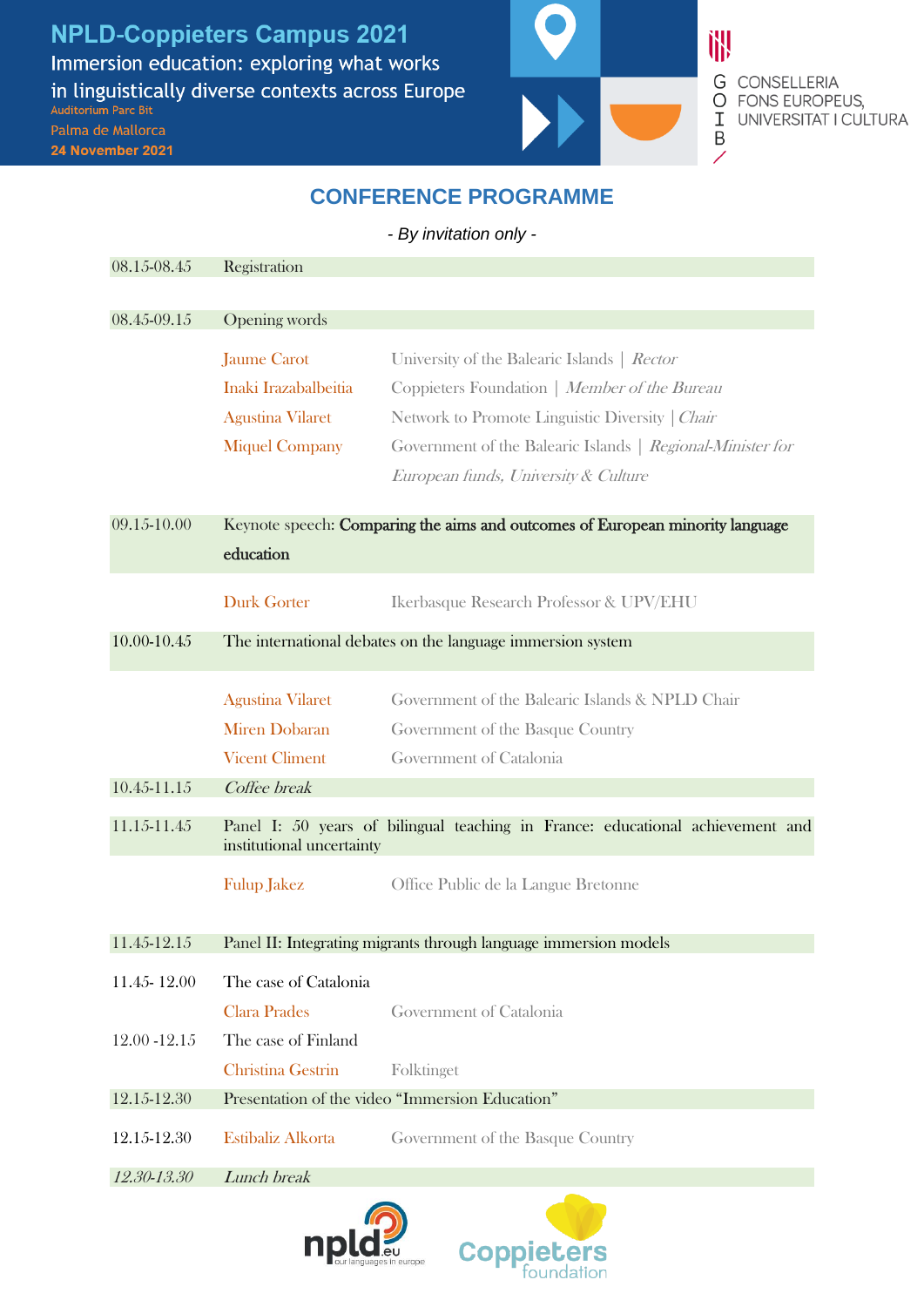# NPLD-Coppieters Campus 2021

Immersion education: exploring what works in linguistically diverse contexts across Europe

Auditorium Parc Bit

Palma de Mallorca

**24 November 2021**

GOIB — CONSELLERIA FONS EUROPEUS, UNIVERSITAT I CULTURA

## CONFERENCE PROGRAMME

*- By invitation only -*

| | | |
|---|---|---|
| 08.15-08.45 | Registration | |
| 08.45-09.15 | Opening words | |
| | Jaume Carot | University of the Balearic Islands \| *Rector* |
| | Inaki Irazabalbeitia | Coppieters Foundation \| *Member of the Bureau* |
| | Agustina Vilaret | Network to Promote Linguistic Diversity \| *Chair* |
| | Miquel Company | Government of the Balearic Islands \| *Regional-Minister for European funds, University & Culture* |
| 09.15-10.00 | Keynote speech: **Comparing the aims and outcomes of European minority language education** | |
| | Durk Gorter | Ikerbasque Research Professor & UPV/EHU |
| 10.00-10.45 | The international debates on the language immersion system | |
| | Agustina Vilaret | Government of the Balearic Islands & NPLD Chair |
| | Miren Dobaran | Government of the Basque Country |
| | Vicent Climent | Government of Catalonia |
| 10.45-11.15 | *Coffee break* | |
| 11.15-11.45 | Panel I: 50 years of bilingual teaching in France: educational achievement and institutional uncertainty | |
| | Fulup Jakez | Office Public de la Langue Bretonne |
| 11.45-12.15 | Panel II: Integrating migrants through language immersion models | |
| 11.45- 12.00 | The case of Catalonia | |
| | Clara Prades | Government of Catalonia |
| 12.00 -12.15 | The case of Finland | |
| | Christina Gestrin | Folktinget |
| 12.15-12.30 | Presentation of the video “Immersion Education” | |
| 12.15-12.30 | Estibaliz Alkorta | Government of the Basque Country |
| *12.30-13.30* | *Lunch break* | |

npld.eu — our languages in europe

Coppieters foundation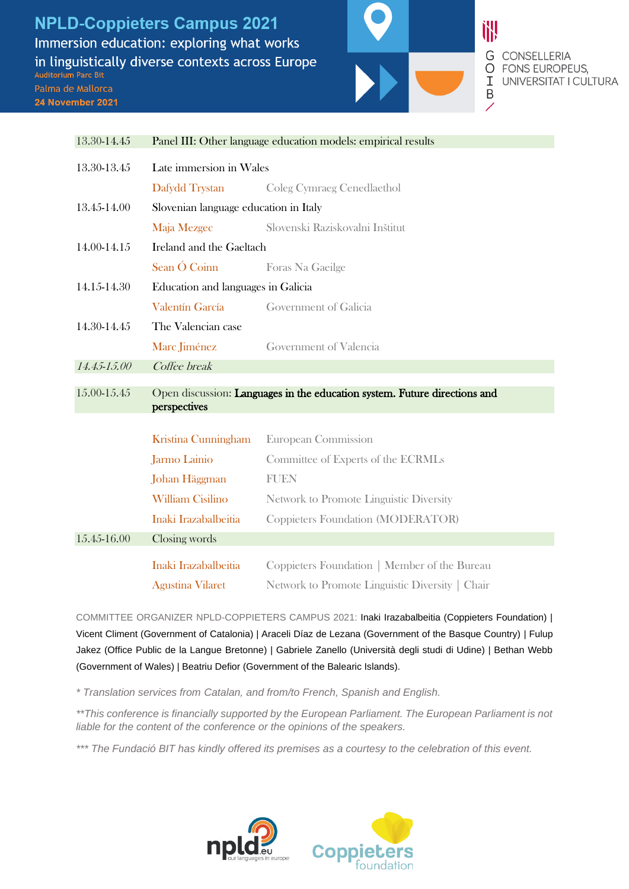# NPLD-Coppieters Campus 2021

Immersion education: exploring what works in linguistically diverse contexts across Europe

Auditorium Parc Bit

Palma de Mallorca

**24 November 2021**

G O I B — CONSELLERIA FONS EUROPEUS, UNIVERSITAT I CULTURA

| | | |
|---|---|---|
| 13.30-14.45 | Panel III: Other language education models: empirical results | |
| 13.30-13.45 | Late immersion in Wales | |
| | Dafydd Trystan | Coleg Cymraeg Cenedlaethol |
| 13.45-14.00 | Slovenian language education in Italy | |
| | Maja Mezgec | Slovenski Raziskovalni Inštitut |
| 14.00-14.15 | Ireland and the Gaeltach | |
| | Sean Ó Coinn | Foras Na Gaeilge |
| 14.15-14.30 | Education and languages in Galicia | |
| | Valentín García | Government of Galicia |
| 14.30-14.45 | The Valencian case | |
| | Marc Jiménez | Government of Valencia |
| *14.45-15.00* | *Coffee break* | |
| 15.00-15.45 | Open discussion: **Languages in the education system. Future directions and perspectives** | |
| | Kristina Cunningham | European Commission |
| | Jarmo Lainio | Committee of Experts of the ECRMLs |
| | Johan Häggman | FUEN |
| | William Cisilino | Network to Promote Linguistic Diversity |
| | Inaki Irazabalbeitia | Coppieters Foundation (MODERATOR) |
| 15.45-16.00 | Closing words | |
| | Inaki Irazabalbeitia | Coppieters Foundation \| Member of the Bureau |
| | Agustina Vilaret | Network to Promote Linguistic Diversity \| Chair |

COMMITTEE ORGANIZER NPLD-COPPIETERS CAMPUS 2021: Inaki Irazabalbeitia (Coppieters Foundation) | Vicent Climent (Government of Catalonia) | Araceli Díaz de Lezana (Government of the Basque Country) | Fulup Jakez (Office Public de la Langue Bretonne) | Gabriele Zanello (Università degli studi di Udine) | Bethan Webb (Government of Wales) | Beatriu Defior (Government of the Balearic Islands).

*\* Translation services from Catalan, and from/to French, Spanish and English.*

*\*\*This conference is financially supported by the European Parliament. The European Parliament is not liable for the content of the conference or the opinions of the speakers.*

*\*\*\* The Fundació BIT has kindly offered its premises as a courtesy to the celebration of this event.*

npld.eu — our languages in europe

Coppieters foundation